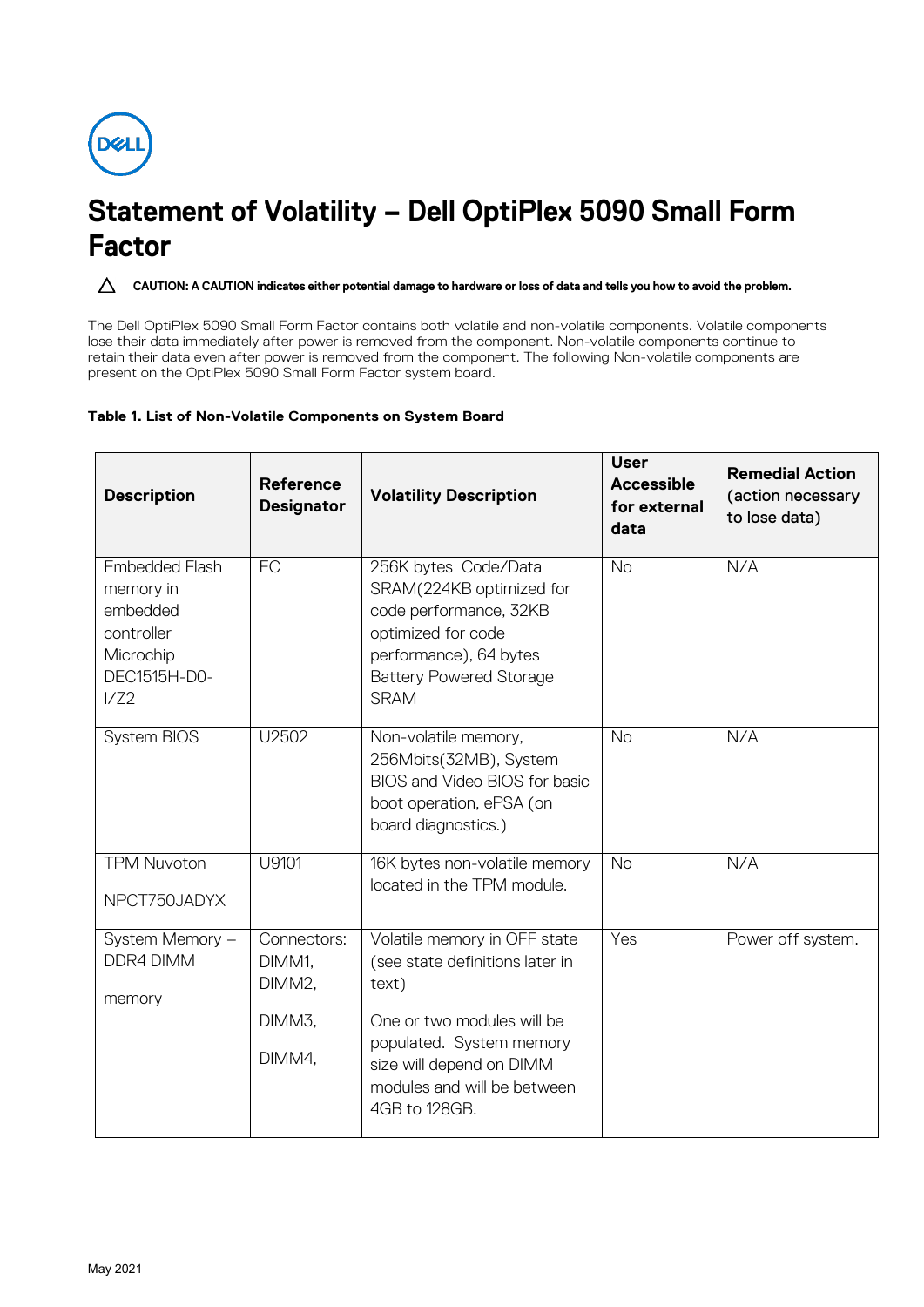# Statement of Volatility – Dell OptiPlex 5090 Small Form Factor

△ **CAUTION: A CAUTION indicates either potential damage to hardware or loss of data and tells you how to avoid the problem.**

The Dell OptiPlex 5090 Small Form Factor contains both volatile and non-volatile components. Volatile components lose their data immediately after power is removed from the component. Non-volatile components continue to retain their data even after power is removed from the component. The following Non-volatile components are present on the OptiPlex 5090 Small Form Factor system board.

**Table 1. List of Non-Volatile Components on System Board**

| Description | Reference Designator | Volatility Description | User Accessible for external data | Remedial Action (action necessary to lose data) |
|---|---|---|---|---|
| Embedded Flash memory in embedded controller Microchip DEC1515H-D0-I/Z2 | EC | 256K bytes Code/Data SRAM(224KB optimized for code performance, 32KB optimized for code performance), 64 bytes Battery Powered Storage SRAM | No | N/A |
| System BIOS | U2502 | Non-volatile memory, 256Mbits(32MB), System BIOS and Video BIOS for basic boot operation, ePSA (on board diagnostics.) | No | N/A |
| TPM Nuvoton NPCT750JADYX | U9101 | 16K bytes non-volatile memory located in the TPM module. | No | N/A |
| System Memory – DDR4 DIMM memory | Connectors: DIMM1, DIMM2, DIMM3, DIMM4, | Volatile memory in OFF state (see state definitions later in text) One or two modules will be populated. System memory size will depend on DIMM modules and will be between 4GB to 128GB. | Yes | Power off system. |

May 2021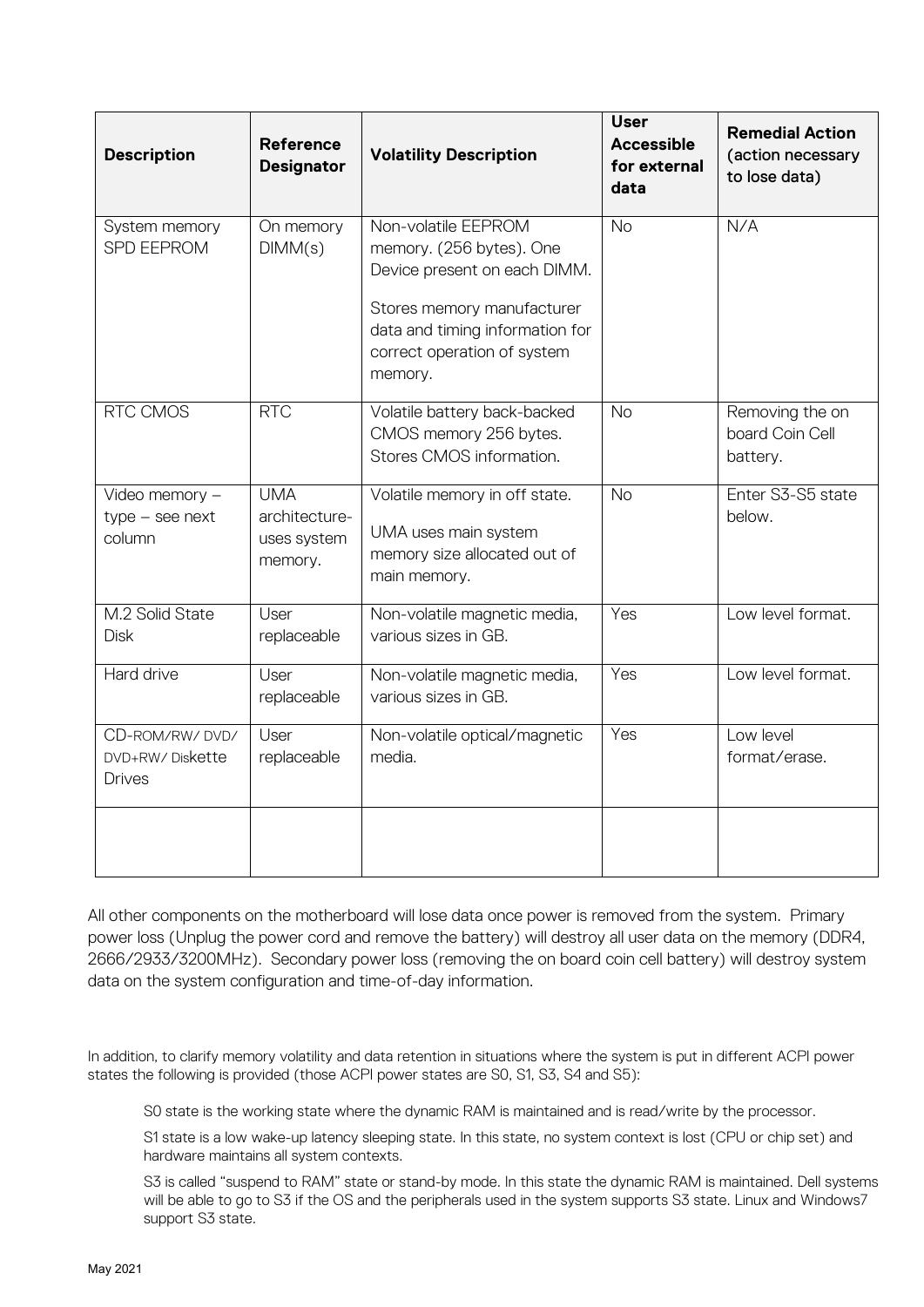| Description | Reference Designator | Volatility Description | User Accessible for external data | Remedial Action (action necessary to lose data) |
|---|---|---|---|---|
| System memory SPD EEPROM | On memory DIMM(s) | Non-volatile EEPROM memory. (256 bytes). One Device present on each DIMM.<br><br>Stores memory manufacturer data and timing information for correct operation of system memory. | No | N/A |
| RTC CMOS | RTC | Volatile battery back-backed CMOS memory 256 bytes. Stores CMOS information. | No | Removing the on board Coin Cell battery. |
| Video memory – type – see next column | UMA architecture-uses system memory. | Volatile memory in off state.<br><br>UMA uses main system memory size allocated out of main memory. | No | Enter S3-S5 state below. |
| M.2 Solid State Disk | User replaceable | Non-volatile magnetic media, various sizes in GB. | Yes | Low level format. |
| Hard drive | User replaceable | Non-volatile magnetic media, various sizes in GB. | Yes | Low level format. |
| CD-ROM/RW/ DVD/ DVD+RW/ Diskette Drives | User replaceable | Non-volatile optical/magnetic media. | Yes | Low level format/erase. |
| | | | | |

All other components on the motherboard will lose data once power is removed from the system. Primary power loss (Unplug the power cord and remove the battery) will destroy all user data on the memory (DDR4, 2666/2933/3200MHz). Secondary power loss (removing the on board coin cell battery) will destroy system data on the system configuration and time-of-day information.

In addition, to clarify memory volatility and data retention in situations where the system is put in different ACPI power states the following is provided (those ACPI power states are S0, S1, S3, S4 and S5):

S0 state is the working state where the dynamic RAM is maintained and is read/write by the processor.

S1 state is a low wake-up latency sleeping state. In this state, no system context is lost (CPU or chip set) and hardware maintains all system contexts.

S3 is called "suspend to RAM" state or stand-by mode. In this state the dynamic RAM is maintained. Dell systems will be able to go to S3 if the OS and the peripherals used in the system supports S3 state. Linux and Windows7 support S3 state.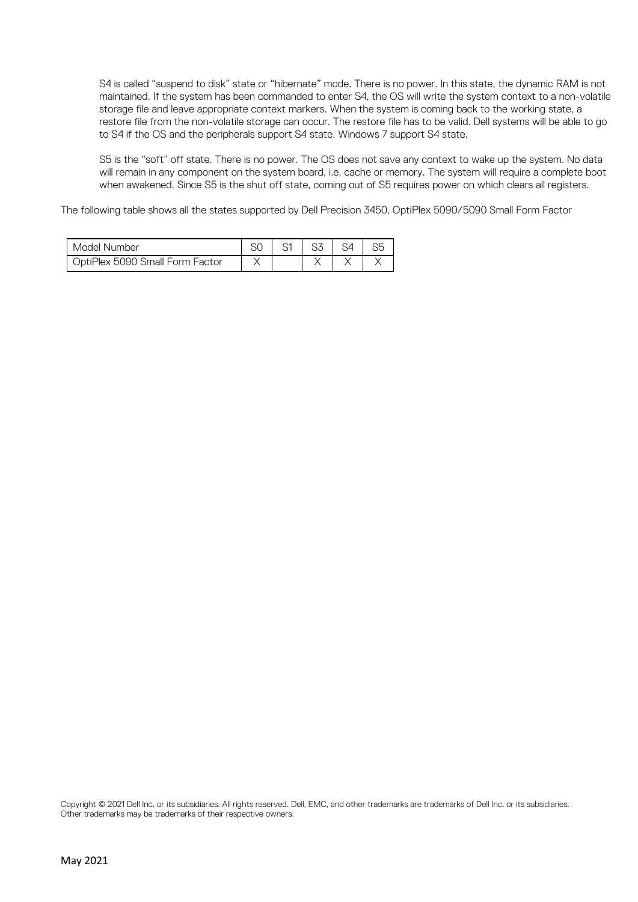S4 is called "suspend to disk" state or "hibernate" mode. There is no power. In this state, the dynamic RAM is not maintained. If the system has been commanded to enter S4, the OS will write the system context to a non-volatile storage file and leave appropriate context markers. When the system is coming back to the working state, a restore file from the non-volatile storage can occur. The restore file has to be valid. Dell systems will be able to go to S4 if the OS and the peripherals support S4 state. Windows 7 support S4 state.

S5 is the "soft" off state. There is no power. The OS does not save any context to wake up the system. No data will remain in any component on the system board, i.e. cache or memory. The system will require a complete boot when awakened. Since S5 is the shut off state, coming out of S5 requires power on which clears all registers.

The following table shows all the states supported by Dell Precision 3450, OptiPlex 5090/5090 Small Form Factor

| Model Number | S0 | S1 | S3 | S4 | S5 |
|---|---|---|---|---|---|
| OptiPlex 5090 Small Form Factor | X | | X | X | X |

Copyright © 2021 Dell Inc. or its subsidiaries. All rights reserved. Dell, EMC, and other trademarks are trademarks of Dell Inc. or its subsidiaries. Other trademarks may be trademarks of their respective owners.

May 2021